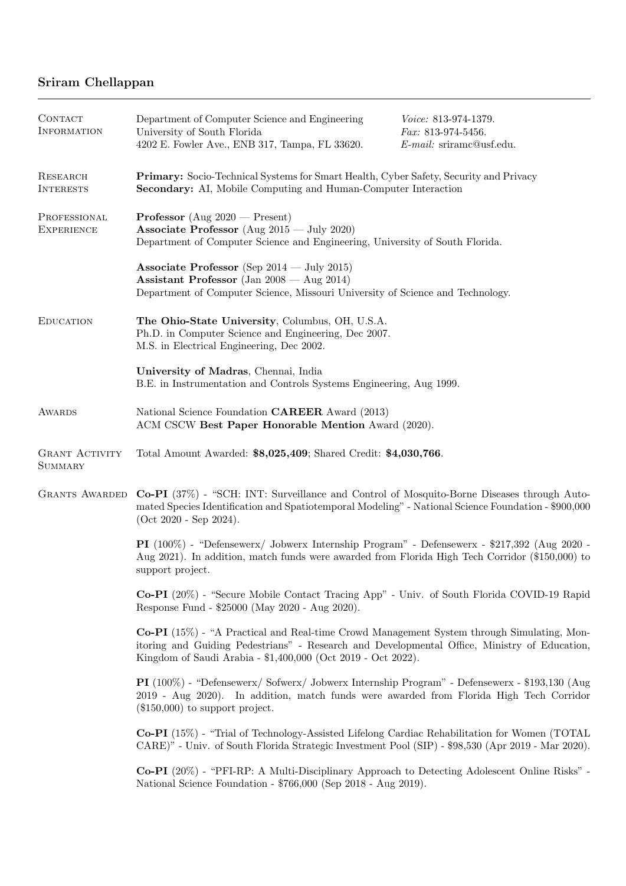# Sriram Chellappan

## Contact Information

Department of Computer Science and Engineering
University of South Florida
4202 E. Fowler Ave., ENB 317, Tampa, FL 33620.

*Voice:* 813-974-1379.
*Fax:* 813-974-5456.
*E-mail:* sriramc@usf.edu.

## Research Interests

**Primary:** Socio-Technical Systems for Smart Health, Cyber Safety, Security and Privacy
**Secondary:** AI, Mobile Computing and Human-Computer Interaction

## Professional Experience

**Professor** (Aug 2020 — Present)
**Associate Professor** (Aug 2015 — July 2020)
Department of Computer Science and Engineering, University of South Florida.

**Associate Professor** (Sep 2014 — July 2015)
**Assistant Professor** (Jan 2008 — Aug 2014)
Department of Computer Science, Missouri University of Science and Technology.

## Education

**The Ohio-State University**, Columbus, OH, U.S.A.
Ph.D. in Computer Science and Engineering, Dec 2007.
M.S. in Electrical Engineering, Dec 2002.

**University of Madras**, Chennai, India
B.E. in Instrumentation and Controls Systems Engineering, Aug 1999.

## Awards

National Science Foundation **CAREER** Award (2013)
ACM CSCW **Best Paper Honorable Mention** Award (2020).

## Grant Activity Summary

Total Amount Awarded: **$8,025,409**; Shared Credit: **$4,030,766**.

## Grants Awarded

**Co-PI** (37%) - "SCH: INT: Surveillance and Control of Mosquito-Borne Diseases through Automated Species Identification and Spatiotemporal Modeling" - National Science Foundation - $900,000 (Oct 2020 - Sep 2024).

**PI** (100%) - "Defensewerx/ Jobwerx Internship Program" - Defensewerx - $217,392 (Aug 2020 - Aug 2021). In addition, match funds were awarded from Florida High Tech Corridor ($150,000) to support project.

**Co-PI** (20%) - "Secure Mobile Contact Tracing App" - Univ. of South Florida COVID-19 Rapid Response Fund - $25000 (May 2020 - Aug 2020).

**Co-PI** (15%) - "A Practical and Real-time Crowd Management System through Simulating, Monitoring and Guiding Pedestrians" - Research and Developmental Office, Ministry of Education, Kingdom of Saudi Arabia - $1,400,000 (Oct 2019 - Oct 2022).

**PI** (100%) - "Defensewerx/ Sofwerx/ Jobwerx Internship Program" - Defensewerx - $193,130 (Aug 2019 - Aug 2020). In addition, match funds were awarded from Florida High Tech Corridor ($150,000) to support project.

**Co-PI** (15%) - "Trial of Technology-Assisted Lifelong Cardiac Rehabilitation for Women (TOTAL CARE)" - Univ. of South Florida Strategic Investment Pool (SIP) - $98,530 (Apr 2019 - Mar 2020).

**Co-PI** (20%) - "PFI-RP: A Multi-Disciplinary Approach to Detecting Adolescent Online Risks" - National Science Foundation - $766,000 (Sep 2018 - Aug 2019).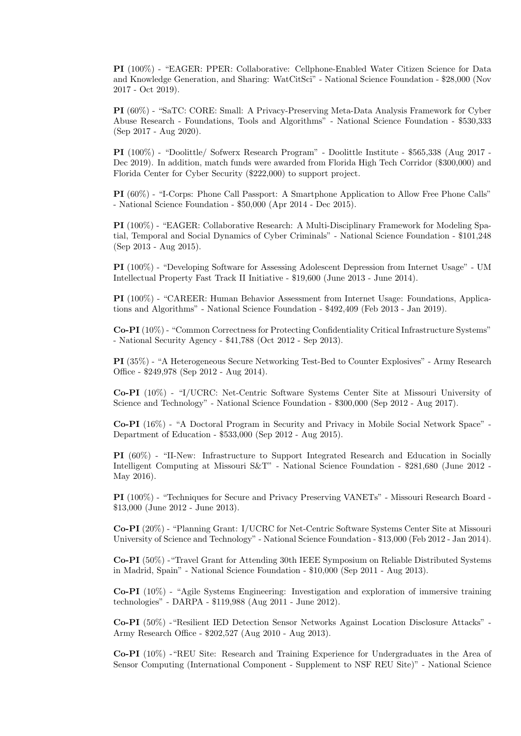**PI** (100%) - "EAGER: PPER: Collaborative: Cellphone-Enabled Water Citizen Science for Data and Knowledge Generation, and Sharing: WatCitSci" - National Science Foundation - $28,000 (Nov 2017 - Oct 2019).

**PI** (60%) - "SaTC: CORE: Small: A Privacy-Preserving Meta-Data Analysis Framework for Cyber Abuse Research - Foundations, Tools and Algorithms" - National Science Foundation - $530,333 (Sep 2017 - Aug 2020).

**PI** (100%) - "Doolittle/ Sofwerx Research Program" - Doolittle Institute - $565,338 (Aug 2017 - Dec 2019). In addition, match funds were awarded from Florida High Tech Corridor ($300,000) and Florida Center for Cyber Security ($222,000) to support project.

**PI** (60%) - "I-Corps: Phone Call Passport: A Smartphone Application to Allow Free Phone Calls" - National Science Foundation - $50,000 (Apr 2014 - Dec 2015).

**PI** (100%) - "EAGER: Collaborative Research: A Multi-Disciplinary Framework for Modeling Spatial, Temporal and Social Dynamics of Cyber Criminals" - National Science Foundation - $101,248 (Sep 2013 - Aug 2015).

**PI** (100%) - "Developing Software for Assessing Adolescent Depression from Internet Usage" - UM Intellectual Property Fast Track II Initiative - $19,600 (June 2013 - June 2014).

**PI** (100%) - "CAREER: Human Behavior Assessment from Internet Usage: Foundations, Applications and Algorithms" - National Science Foundation - $492,409 (Feb 2013 - Jan 2019).

**Co-PI** (10%) - "Common Correctness for Protecting Confidentiality Critical Infrastructure Systems" - National Security Agency - $41,788 (Oct 2012 - Sep 2013).

**PI** (35%) - "A Heterogeneous Secure Networking Test-Bed to Counter Explosives" - Army Research Office - $249,978 (Sep 2012 - Aug 2014).

**Co-PI** (10%) - "I/UCRC: Net-Centric Software Systems Center Site at Missouri University of Science and Technology" - National Science Foundation - $300,000 (Sep 2012 - Aug 2017).

**Co-PI** (16%) - "A Doctoral Program in Security and Privacy in Mobile Social Network Space" - Department of Education - $533,000 (Sep 2012 - Aug 2015).

**PI** (60%) - "II-New: Infrastructure to Support Integrated Research and Education in Socially Intelligent Computing at Missouri S&T" - National Science Foundation - $281,680 (June 2012 - May 2016).

**PI** (100%) - "Techniques for Secure and Privacy Preserving VANETs" - Missouri Research Board - $13,000 (June 2012 - June 2013).

**Co-PI** (20%) - "Planning Grant: I/UCRC for Net-Centric Software Systems Center Site at Missouri University of Science and Technology" - National Science Foundation - $13,000 (Feb 2012 - Jan 2014).

**Co-PI** (50%) -"Travel Grant for Attending 30th IEEE Symposium on Reliable Distributed Systems in Madrid, Spain" - National Science Foundation - $10,000 (Sep 2011 - Aug 2013).

**Co-PI** (10%) - "Agile Systems Engineering: Investigation and exploration of immersive training technologies" - DARPA - $119,988 (Aug 2011 - June 2012).

**Co-PI** (50%) -"Resilient IED Detection Sensor Networks Against Location Disclosure Attacks" - Army Research Office - $202,527 (Aug 2010 - Aug 2013).

**Co-PI** (10%) -"REU Site: Research and Training Experience for Undergraduates in the Area of Sensor Computing (International Component - Supplement to NSF REU Site)" - National Science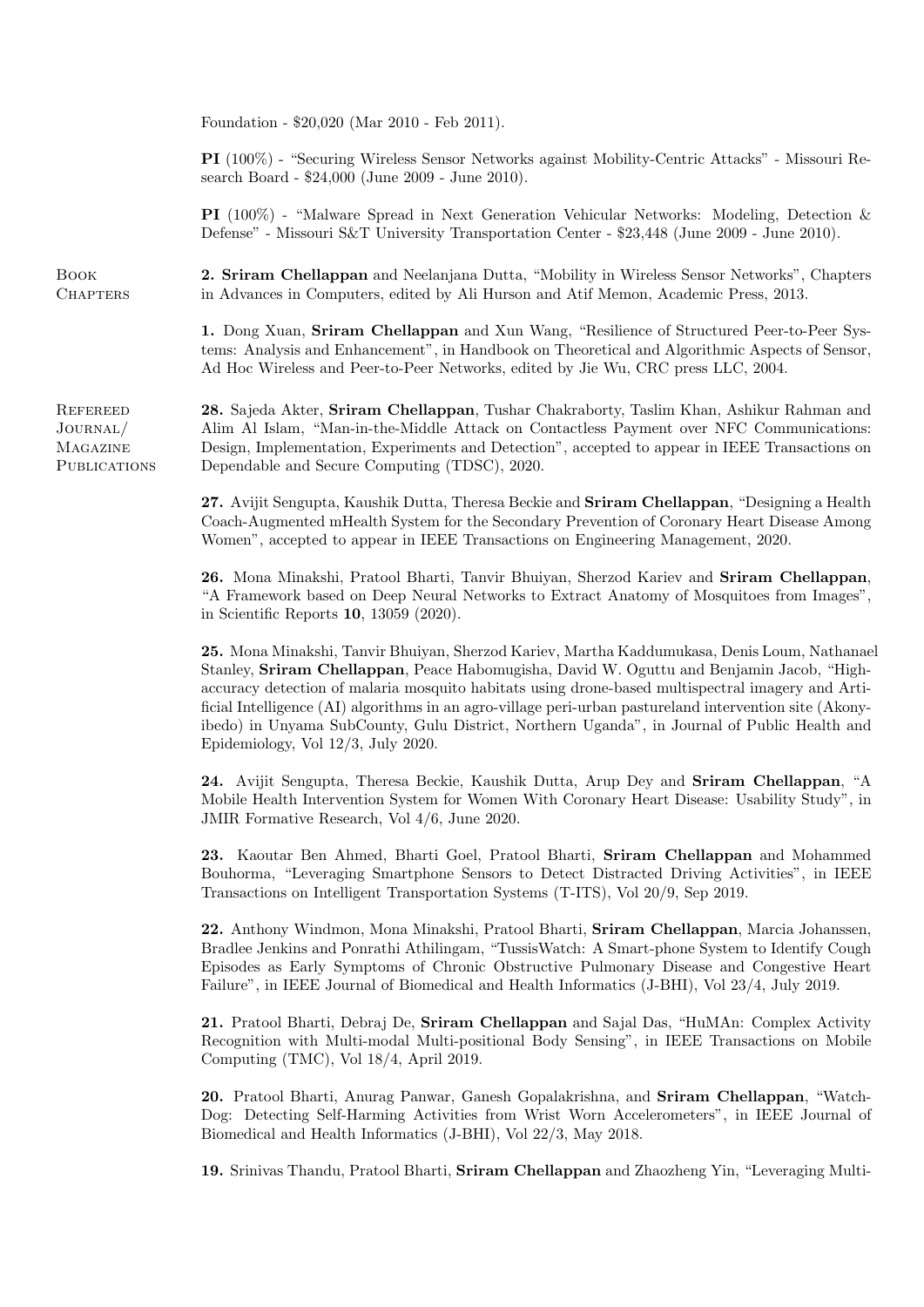Foundation - $20,020 (Mar 2010 - Feb 2011).

**PI** (100%) - "Securing Wireless Sensor Networks against Mobility-Centric Attacks" - Missouri Research Board - $24,000 (June 2009 - June 2010).

**PI** (100%) - "Malware Spread in Next Generation Vehicular Networks: Modeling, Detection & Defense" - Missouri S&T University Transportation Center - $23,448 (June 2009 - June 2010).

## Book Chapters

**2. Sriram Chellappan** and Neelanjana Dutta, "Mobility in Wireless Sensor Networks", Chapters in Advances in Computers, edited by Ali Hurson and Atif Memon, Academic Press, 2013.

**1.** Dong Xuan, **Sriram Chellappan** and Xun Wang, "Resilience of Structured Peer-to-Peer Systems: Analysis and Enhancement", in Handbook on Theoretical and Algorithmic Aspects of Sensor, Ad Hoc Wireless and Peer-to-Peer Networks, edited by Jie Wu, CRC press LLC, 2004.

## Refereed Journal/ Magazine Publications

**28.** Sajeda Akter, **Sriram Chellappan**, Tushar Chakraborty, Taslim Khan, Ashikur Rahman and Alim Al Islam, "Man-in-the-Middle Attack on Contactless Payment over NFC Communications: Design, Implementation, Experiments and Detection", accepted to appear in IEEE Transactions on Dependable and Secure Computing (TDSC), 2020.

**27.** Avijit Sengupta, Kaushik Dutta, Theresa Beckie and **Sriram Chellappan**, "Designing a Health Coach-Augmented mHealth System for the Secondary Prevention of Coronary Heart Disease Among Women", accepted to appear in IEEE Transactions on Engineering Management, 2020.

**26.** Mona Minakshi, Pratool Bharti, Tanvir Bhuiyan, Sherzod Kariev and **Sriram Chellappan**, "A Framework based on Deep Neural Networks to Extract Anatomy of Mosquitoes from Images", in Scientific Reports **10**, 13059 (2020).

**25.** Mona Minakshi, Tanvir Bhuiyan, Sherzod Kariev, Martha Kaddumukasa, Denis Loum, Nathanael Stanley, **Sriram Chellappan**, Peace Habomugisha, David W. Oguttu and Benjamin Jacob, "High-accuracy detection of malaria mosquito habitats using drone-based multispectral imagery and Artificial Intelligence (AI) algorithms in an agro-village peri-urban pastureland intervention site (Akonyibedo) in Unyama SubCounty, Gulu District, Northern Uganda", in Journal of Public Health and Epidemiology, Vol 12/3, July 2020.

**24.** Avijit Sengupta, Theresa Beckie, Kaushik Dutta, Arup Dey and **Sriram Chellappan**, "A Mobile Health Intervention System for Women With Coronary Heart Disease: Usability Study", in JMIR Formative Research, Vol 4/6, June 2020.

**23.** Kaoutar Ben Ahmed, Bharti Goel, Pratool Bharti, **Sriram Chellappan** and Mohammed Bouhorma, "Leveraging Smartphone Sensors to Detect Distracted Driving Activities", in IEEE Transactions on Intelligent Transportation Systems (T-ITS), Vol 20/9, Sep 2019.

**22.** Anthony Windmon, Mona Minakshi, Pratool Bharti, **Sriram Chellappan**, Marcia Johanssen, Bradlee Jenkins and Ponrathi Athilingam, "TussisWatch: A Smart-phone System to Identify Cough Episodes as Early Symptoms of Chronic Obstructive Pulmonary Disease and Congestive Heart Failure", in IEEE Journal of Biomedical and Health Informatics (J-BHI), Vol 23/4, July 2019.

**21.** Pratool Bharti, Debraj De, **Sriram Chellappan** and Sajal Das, "HuMAn: Complex Activity Recognition with Multi-modal Multi-positional Body Sensing", in IEEE Transactions on Mobile Computing (TMC), Vol 18/4, April 2019.

**20.** Pratool Bharti, Anurag Panwar, Ganesh Gopalakrishna, and **Sriram Chellappan**, "Watch-Dog: Detecting Self-Harming Activities from Wrist Worn Accelerometers", in IEEE Journal of Biomedical and Health Informatics (J-BHI), Vol 22/3, May 2018.

**19.** Srinivas Thandu, Pratool Bharti, **Sriram Chellappan** and Zhaozheng Yin, "Leveraging Multi-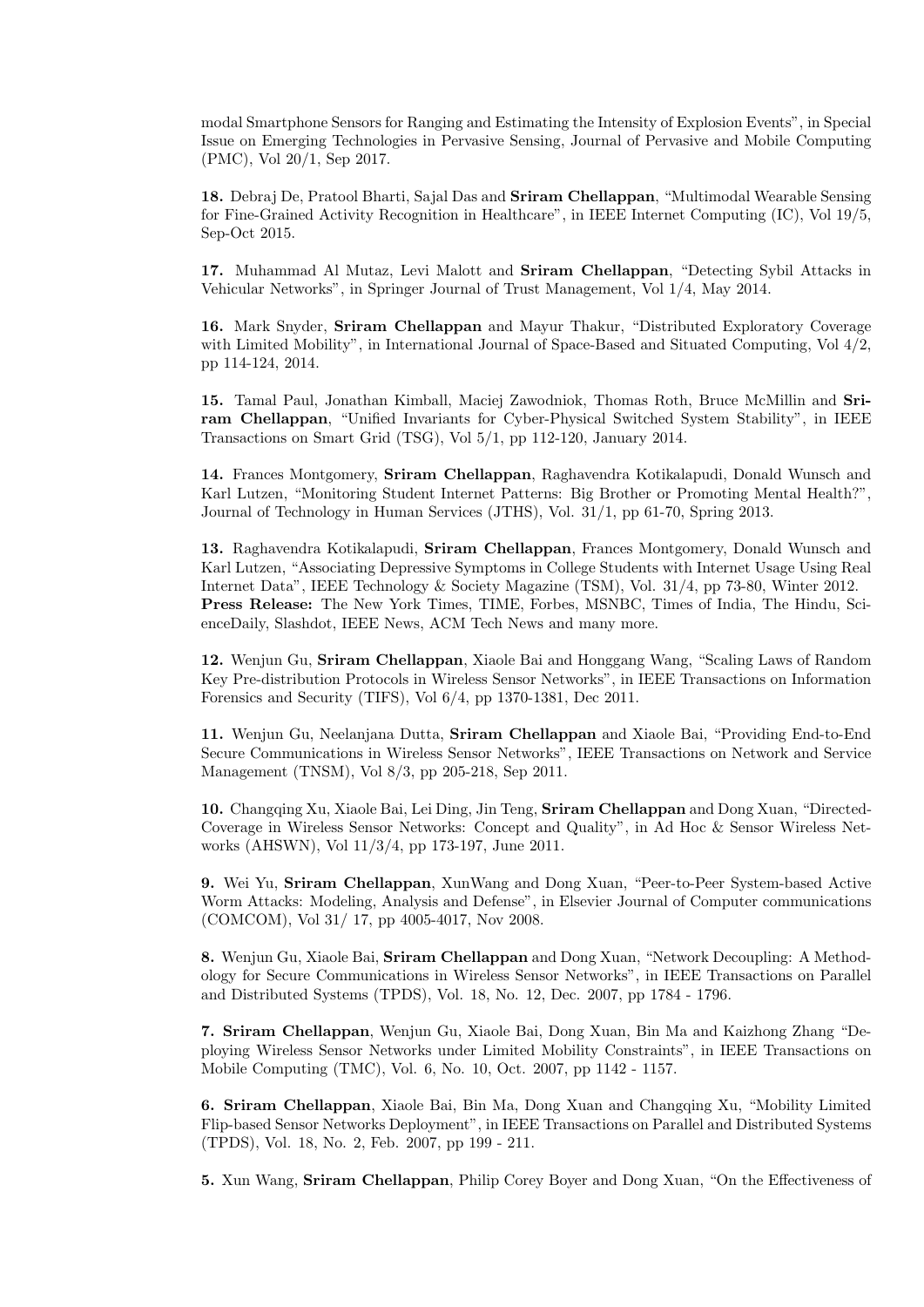modal Smartphone Sensors for Ranging and Estimating the Intensity of Explosion Events", in Special Issue on Emerging Technologies in Pervasive Sensing, Journal of Pervasive and Mobile Computing (PMC), Vol 20/1, Sep 2017.

**18.** Debraj De, Pratool Bharti, Sajal Das and **Sriram Chellappan**, "Multimodal Wearable Sensing for Fine-Grained Activity Recognition in Healthcare", in IEEE Internet Computing (IC), Vol 19/5, Sep-Oct 2015.

**17.** Muhammad Al Mutaz, Levi Malott and **Sriram Chellappan**, "Detecting Sybil Attacks in Vehicular Networks", in Springer Journal of Trust Management, Vol 1/4, May 2014.

**16.** Mark Snyder, **Sriram Chellappan** and Mayur Thakur, "Distributed Exploratory Coverage with Limited Mobility", in International Journal of Space-Based and Situated Computing, Vol 4/2, pp 114-124, 2014.

**15.** Tamal Paul, Jonathan Kimball, Maciej Zawodniok, Thomas Roth, Bruce McMillin and **Sriram Chellappan**, "Unified Invariants for Cyber-Physical Switched System Stability", in IEEE Transactions on Smart Grid (TSG), Vol 5/1, pp 112-120, January 2014.

**14.** Frances Montgomery, **Sriram Chellappan**, Raghavendra Kotikalapudi, Donald Wunsch and Karl Lutzen, "Monitoring Student Internet Patterns: Big Brother or Promoting Mental Health?", Journal of Technology in Human Services (JTHS), Vol. 31/1, pp 61-70, Spring 2013.

**13.** Raghavendra Kotikalapudi, **Sriram Chellappan**, Frances Montgomery, Donald Wunsch and Karl Lutzen, "Associating Depressive Symptoms in College Students with Internet Usage Using Real Internet Data", IEEE Technology & Society Magazine (TSM), Vol. 31/4, pp 73-80, Winter 2012.
**Press Release:** The New York Times, TIME, Forbes, MSNBC, Times of India, The Hindu, ScienceDaily, Slashdot, IEEE News, ACM Tech News and many more.

**12.** Wenjun Gu, **Sriram Chellappan**, Xiaole Bai and Honggang Wang, "Scaling Laws of Random Key Pre-distribution Protocols in Wireless Sensor Networks", in IEEE Transactions on Information Forensics and Security (TIFS), Vol 6/4, pp 1370-1381, Dec 2011.

**11.** Wenjun Gu, Neelanjana Dutta, **Sriram Chellappan** and Xiaole Bai, "Providing End-to-End Secure Communications in Wireless Sensor Networks", IEEE Transactions on Network and Service Management (TNSM), Vol 8/3, pp 205-218, Sep 2011.

**10.** Changqing Xu, Xiaole Bai, Lei Ding, Jin Teng, **Sriram Chellappan** and Dong Xuan, "Directed-Coverage in Wireless Sensor Networks: Concept and Quality", in Ad Hoc & Sensor Wireless Networks (AHSWN), Vol 11/3/4, pp 173-197, June 2011.

**9.** Wei Yu, **Sriram Chellappan**, XunWang and Dong Xuan, "Peer-to-Peer System-based Active Worm Attacks: Modeling, Analysis and Defense", in Elsevier Journal of Computer communications (COMCOM), Vol 31/ 17, pp 4005-4017, Nov 2008.

**8.** Wenjun Gu, Xiaole Bai, **Sriram Chellappan** and Dong Xuan, "Network Decoupling: A Methodology for Secure Communications in Wireless Sensor Networks", in IEEE Transactions on Parallel and Distributed Systems (TPDS), Vol. 18, No. 12, Dec. 2007, pp 1784 - 1796.

**7.** **Sriram Chellappan**, Wenjun Gu, Xiaole Bai, Dong Xuan, Bin Ma and Kaizhong Zhang "Deploying Wireless Sensor Networks under Limited Mobility Constraints", in IEEE Transactions on Mobile Computing (TMC), Vol. 6, No. 10, Oct. 2007, pp 1142 - 1157.

**6.** **Sriram Chellappan**, Xiaole Bai, Bin Ma, Dong Xuan and Changqing Xu, "Mobility Limited Flip-based Sensor Networks Deployment", in IEEE Transactions on Parallel and Distributed Systems (TPDS), Vol. 18, No. 2, Feb. 2007, pp 199 - 211.

**5.** Xun Wang, **Sriram Chellappan**, Philip Corey Boyer and Dong Xuan, "On the Effectiveness of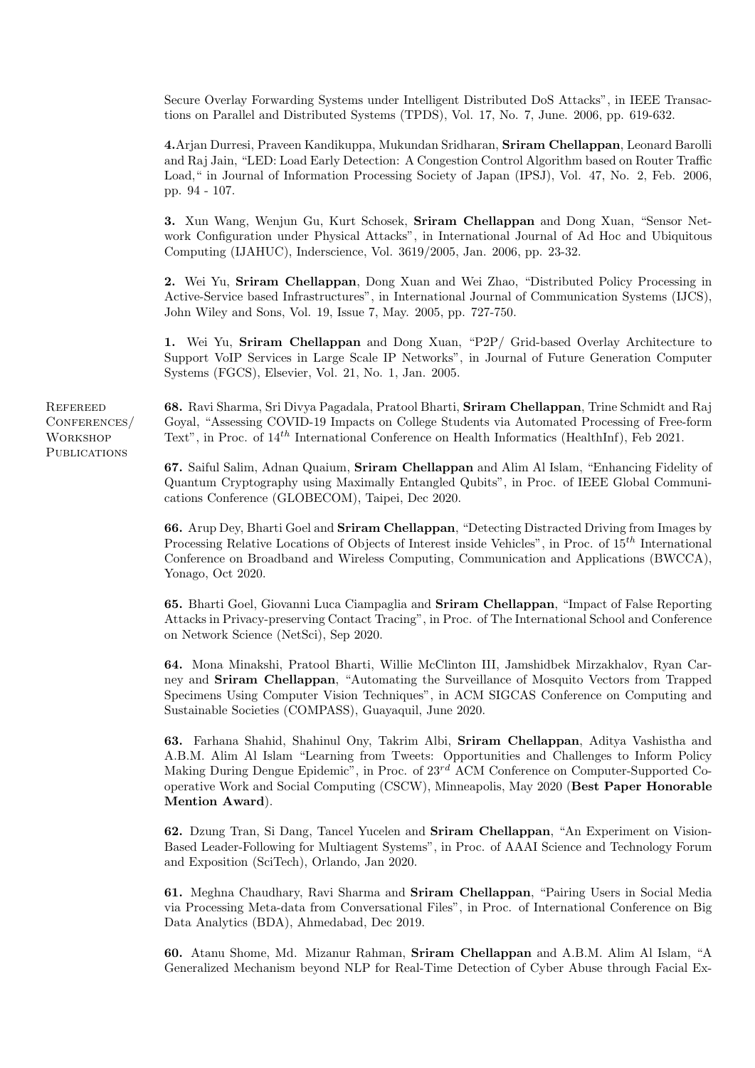Secure Overlay Forwarding Systems under Intelligent Distributed DoS Attacks", in IEEE Transactions on Parallel and Distributed Systems (TPDS), Vol. 17, No. 7, June. 2006, pp. 619-632.

**4.**Arjan Durresi, Praveen Kandikuppa, Mukundan Sridharan, **Sriram Chellappan**, Leonard Barolli and Raj Jain, "LED: Load Early Detection: A Congestion Control Algorithm based on Router Traffic Load," in Journal of Information Processing Society of Japan (IPSJ), Vol. 47, No. 2, Feb. 2006, pp. 94 - 107.

**3.** Xun Wang, Wenjun Gu, Kurt Schosek, **Sriram Chellappan** and Dong Xuan, "Sensor Network Configuration under Physical Attacks", in International Journal of Ad Hoc and Ubiquitous Computing (IJAHUC), Inderscience, Vol. 3619/2005, Jan. 2006, pp. 23-32.

**2.** Wei Yu, **Sriram Chellappan**, Dong Xuan and Wei Zhao, "Distributed Policy Processing in Active-Service based Infrastructures", in International Journal of Communication Systems (IJCS), John Wiley and Sons, Vol. 19, Issue 7, May. 2005, pp. 727-750.

**1.** Wei Yu, **Sriram Chellappan** and Dong Xuan, "P2P/ Grid-based Overlay Architecture to Support VoIP Services in Large Scale IP Networks", in Journal of Future Generation Computer Systems (FGCS), Elsevier, Vol. 21, No. 1, Jan. 2005.

## Refereed Conferences/ Workshop Publications

**68.** Ravi Sharma, Sri Divya Pagadala, Pratool Bharti, **Sriram Chellappan**, Trine Schmidt and Raj Goyal, "Assessing COVID-19 Impacts on College Students via Automated Processing of Free-form Text", in Proc. of $14^{th}$ International Conference on Health Informatics (HealthInf), Feb 2021.

**67.** Saiful Salim, Adnan Quaium, **Sriram Chellappan** and Alim Al Islam, "Enhancing Fidelity of Quantum Cryptography using Maximally Entangled Qubits", in Proc. of IEEE Global Communications Conference (GLOBECOM), Taipei, Dec 2020.

**66.** Arup Dey, Bharti Goel and **Sriram Chellappan**, "Detecting Distracted Driving from Images by Processing Relative Locations of Objects of Interest inside Vehicles", in Proc. of $15^{th}$ International Conference on Broadband and Wireless Computing, Communication and Applications (BWCCA), Yonago, Oct 2020.

**65.** Bharti Goel, Giovanni Luca Ciampaglia and **Sriram Chellappan**, "Impact of False Reporting Attacks in Privacy-preserving Contact Tracing", in Proc. of The International School and Conference on Network Science (NetSci), Sep 2020.

**64.** Mona Minakshi, Pratool Bharti, Willie McClinton III, Jamshidbek Mirzakhalov, Ryan Carney and **Sriram Chellappan**, "Automating the Surveillance of Mosquito Vectors from Trapped Specimens Using Computer Vision Techniques", in ACM SIGCAS Conference on Computing and Sustainable Societies (COMPASS), Guayaquil, June 2020.

**63.** Farhana Shahid, Shahinul Ony, Takrim Albi, **Sriram Chellappan**, Aditya Vashistha and A.B.M. Alim Al Islam "Learning from Tweets: Opportunities and Challenges to Inform Policy Making During Dengue Epidemic", in Proc. of $23^{rd}$ ACM Conference on Computer-Supported Cooperative Work and Social Computing (CSCW), Minneapolis, May 2020 (**Best Paper Honorable Mention Award**).

**62.** Dzung Tran, Si Dang, Tancel Yucelen and **Sriram Chellappan**, "An Experiment on Vision-Based Leader-Following for Multiagent Systems", in Proc. of AAAI Science and Technology Forum and Exposition (SciTech), Orlando, Jan 2020.

**61.** Meghna Chaudhary, Ravi Sharma and **Sriram Chellappan**, "Pairing Users in Social Media via Processing Meta-data from Conversational Files", in Proc. of International Conference on Big Data Analytics (BDA), Ahmedabad, Dec 2019.

**60.** Atanu Shome, Md. Mizanur Rahman, **Sriram Chellappan** and A.B.M. Alim Al Islam, "A Generalized Mechanism beyond NLP for Real-Time Detection of Cyber Abuse through Facial Ex-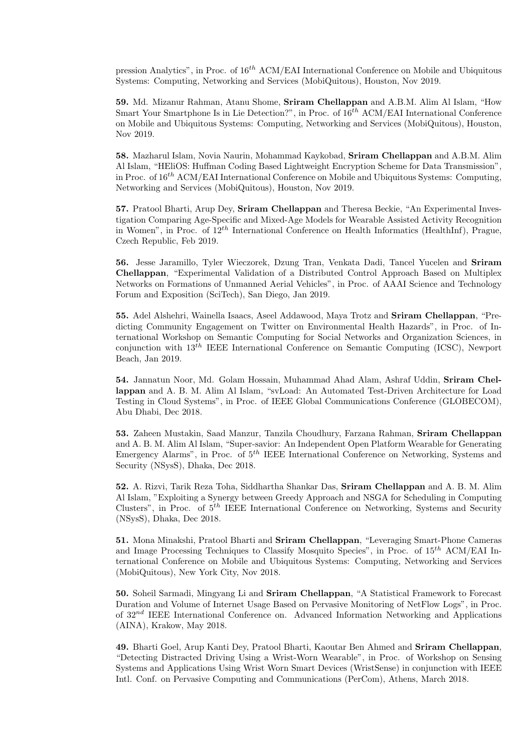pression Analytics", in Proc. of $16^{th}$ ACM/EAI International Conference on Mobile and Ubiquitous Systems: Computing, Networking and Services (MobiQuitous), Houston, Nov 2019.

**59.** Md. Mizanur Rahman, Atanu Shome, **Sriram Chellappan** and A.B.M. Alim Al Islam, "How Smart Your Smartphone Is in Lie Detection?", in Proc. of $16^{th}$ ACM/EAI International Conference on Mobile and Ubiquitous Systems: Computing, Networking and Services (MobiQuitous), Houston, Nov 2019.

**58.** Mazharul Islam, Novia Naurin, Mohammad Kaykobad, **Sriram Chellappan** and A.B.M. Alim Al Islam, "HEliOS: Huffman Coding Based Lightweight Encryption Scheme for Data Transmission", in Proc. of $16^{th}$ ACM/EAI International Conference on Mobile and Ubiquitous Systems: Computing, Networking and Services (MobiQuitous), Houston, Nov 2019.

**57.** Pratool Bharti, Arup Dey, **Sriram Chellappan** and Theresa Beckie, "An Experimental Investigation Comparing Age-Specific and Mixed-Age Models for Wearable Assisted Activity Recognition in Women", in Proc. of $12^{th}$ International Conference on Health Informatics (HealthInf), Prague, Czech Republic, Feb 2019.

**56.** Jesse Jaramillo, Tyler Wieczorek, Dzung Tran, Venkata Dadi, Tancel Yucelen and **Sriram Chellappan**, "Experimental Validation of a Distributed Control Approach Based on Multiplex Networks on Formations of Unmanned Aerial Vehicles", in Proc. of AAAI Science and Technology Forum and Exposition (SciTech), San Diego, Jan 2019.

**55.** Adel Alshehri, Wainella Isaacs, Aseel Addawood, Maya Trotz and **Sriram Chellappan**, "Predicting Community Engagement on Twitter on Environmental Health Hazards", in Proc. of International Workshop on Semantic Computing for Social Networks and Organization Sciences, in conjunction with $13^{th}$ IEEE International Conference on Semantic Computing (ICSC), Newport Beach, Jan 2019.

**54.** Jannatun Noor, Md. Golam Hossain, Muhammad Ahad Alam, Ashraf Uddin, **Sriram Chellappan** and A. B. M. Alim Al Islam, "svLoad: An Automated Test-Driven Architecture for Load Testing in Cloud Systems", in Proc. of IEEE Global Communications Conference (GLOBECOM), Abu Dhabi, Dec 2018.

**53.** Zaheen Mustakin, Saad Manzur, Tanzila Choudhury, Farzana Rahman, **Sriram Chellappan** and A. B. M. Alim Al Islam, "Super-savior: An Independent Open Platform Wearable for Generating Emergency Alarms", in Proc. of $5^{th}$ IEEE International Conference on Networking, Systems and Security (NSysS), Dhaka, Dec 2018.

**52.** A. Rizvi, Tarik Reza Toha, Siddhartha Shankar Das, **Sriram Chellappan** and A. B. M. Alim Al Islam, "Exploiting a Synergy between Greedy Approach and NSGA for Scheduling in Computing Clusters", in Proc. of $5^{th}$ IEEE International Conference on Networking, Systems and Security (NSysS), Dhaka, Dec 2018.

**51.** Mona Minakshi, Pratool Bharti and **Sriram Chellappan**, "Leveraging Smart-Phone Cameras and Image Processing Techniques to Classify Mosquito Species", in Proc. of $15^{th}$ ACM/EAI International Conference on Mobile and Ubiquitous Systems: Computing, Networking and Services (MobiQuitous), New York City, Nov 2018.

**50.** Soheil Sarmadi, Mingyang Li and **Sriram Chellappan**, "A Statistical Framework to Forecast Duration and Volume of Internet Usage Based on Pervasive Monitoring of NetFlow Logs", in Proc. of $32^{nd}$ IEEE International Conference on. Advanced Information Networking and Applications (AINA), Krakow, May 2018.

**49.** Bharti Goel, Arup Kanti Dey, Pratool Bharti, Kaoutar Ben Ahmed and **Sriram Chellappan**, "Detecting Distracted Driving Using a Wrist-Worn Wearable", in Proc. of Workshop on Sensing Systems and Applications Using Wrist Worn Smart Devices (WristSense) in conjunction with IEEE Intl. Conf. on Pervasive Computing and Communications (PerCom), Athens, March 2018.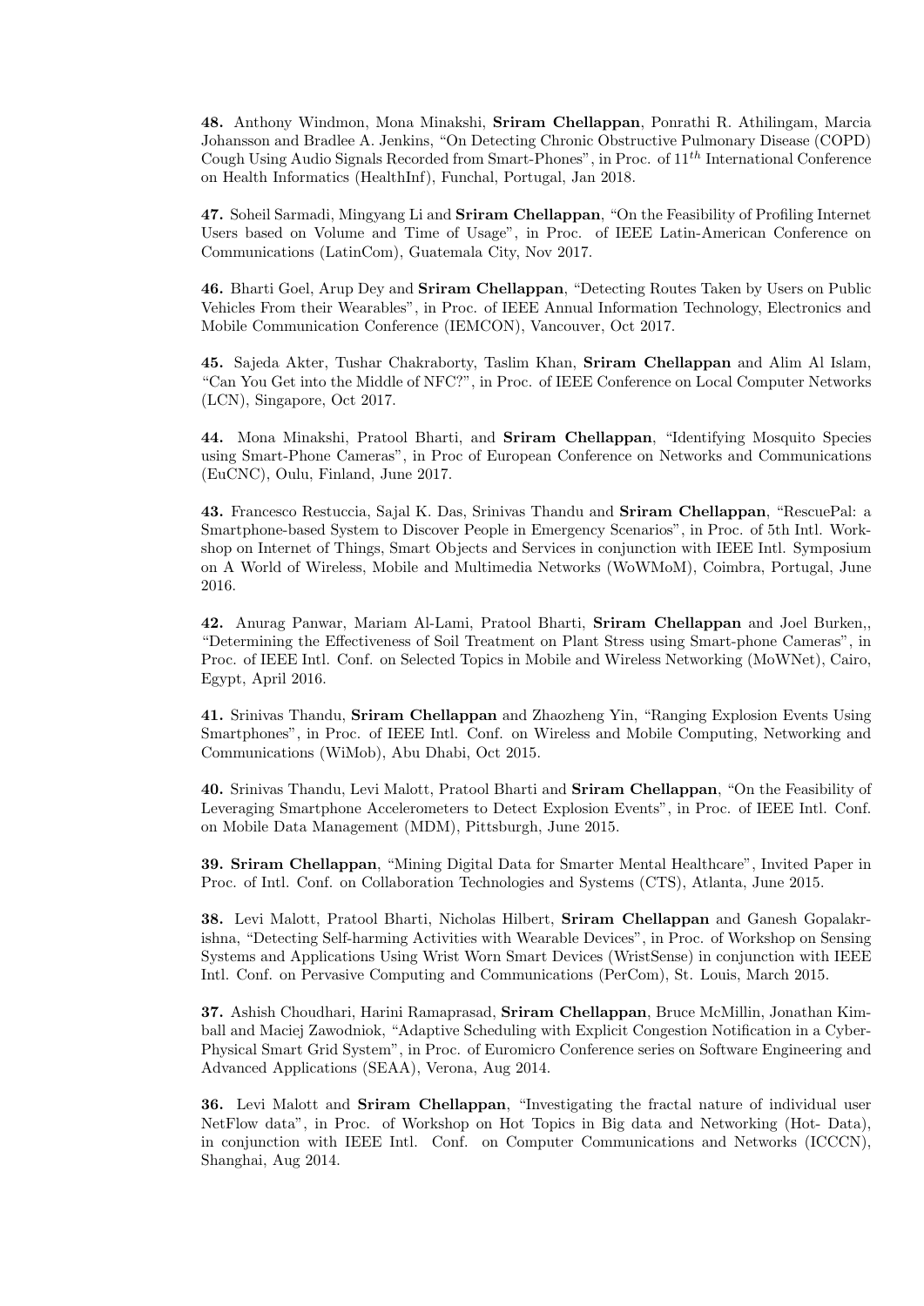**48.** Anthony Windmon, Mona Minakshi, **Sriram Chellappan**, Ponrathi R. Athilingam, Marcia Johansson and Bradlee A. Jenkins, "On Detecting Chronic Obstructive Pulmonary Disease (COPD) Cough Using Audio Signals Recorded from Smart-Phones", in Proc. of $11^{th}$ International Conference on Health Informatics (HealthInf), Funchal, Portugal, Jan 2018.

**47.** Soheil Sarmadi, Mingyang Li and **Sriram Chellappan**, "On the Feasibility of Profiling Internet Users based on Volume and Time of Usage", in Proc. of IEEE Latin-American Conference on Communications (LatinCom), Guatemala City, Nov 2017.

**46.** Bharti Goel, Arup Dey and **Sriram Chellappan**, "Detecting Routes Taken by Users on Public Vehicles From their Wearables", in Proc. of IEEE Annual Information Technology, Electronics and Mobile Communication Conference (IEMCON), Vancouver, Oct 2017.

**45.** Sajeda Akter, Tushar Chakraborty, Taslim Khan, **Sriram Chellappan** and Alim Al Islam, "Can You Get into the Middle of NFC?", in Proc. of IEEE Conference on Local Computer Networks (LCN), Singapore, Oct 2017.

**44.** Mona Minakshi, Pratool Bharti, and **Sriram Chellappan**, "Identifying Mosquito Species using Smart-Phone Cameras", in Proc of European Conference on Networks and Communications (EuCNC), Oulu, Finland, June 2017.

**43.** Francesco Restuccia, Sajal K. Das, Srinivas Thandu and **Sriram Chellappan**, "RescuePal: a Smartphone-based System to Discover People in Emergency Scenarios", in Proc. of 5th Intl. Workshop on Internet of Things, Smart Objects and Services in conjunction with IEEE Intl. Symposium on A World of Wireless, Mobile and Multimedia Networks (WoWMoM), Coimbra, Portugal, June 2016.

**42.** Anurag Panwar, Mariam Al-Lami, Pratool Bharti, **Sriram Chellappan** and Joel Burken,, "Determining the Effectiveness of Soil Treatment on Plant Stress using Smart-phone Cameras", in Proc. of IEEE Intl. Conf. on Selected Topics in Mobile and Wireless Networking (MoWNet), Cairo, Egypt, April 2016.

**41.** Srinivas Thandu, **Sriram Chellappan** and Zhaozheng Yin, "Ranging Explosion Events Using Smartphones", in Proc. of IEEE Intl. Conf. on Wireless and Mobile Computing, Networking and Communications (WiMob), Abu Dhabi, Oct 2015.

**40.** Srinivas Thandu, Levi Malott, Pratool Bharti and **Sriram Chellappan**, "On the Feasibility of Leveraging Smartphone Accelerometers to Detect Explosion Events", in Proc. of IEEE Intl. Conf. on Mobile Data Management (MDM), Pittsburgh, June 2015.

**39. Sriram Chellappan**, "Mining Digital Data for Smarter Mental Healthcare", Invited Paper in Proc. of Intl. Conf. on Collaboration Technologies and Systems (CTS), Atlanta, June 2015.

**38.** Levi Malott, Pratool Bharti, Nicholas Hilbert, **Sriram Chellappan** and Ganesh Gopalakrishna, "Detecting Self-harming Activities with Wearable Devices", in Proc. of Workshop on Sensing Systems and Applications Using Wrist Worn Smart Devices (WristSense) in conjunction with IEEE Intl. Conf. on Pervasive Computing and Communications (PerCom), St. Louis, March 2015.

**37.** Ashish Choudhari, Harini Ramaprasad, **Sriram Chellappan**, Bruce McMillin, Jonathan Kimball and Maciej Zawodniok, "Adaptive Scheduling with Explicit Congestion Notification in a Cyber-Physical Smart Grid System", in Proc. of Euromicro Conference series on Software Engineering and Advanced Applications (SEAA), Verona, Aug 2014.

**36.** Levi Malott and **Sriram Chellappan**, "Investigating the fractal nature of individual user NetFlow data", in Proc. of Workshop on Hot Topics in Big data and Networking (Hot- Data), in conjunction with IEEE Intl. Conf. on Computer Communications and Networks (ICCCN), Shanghai, Aug 2014.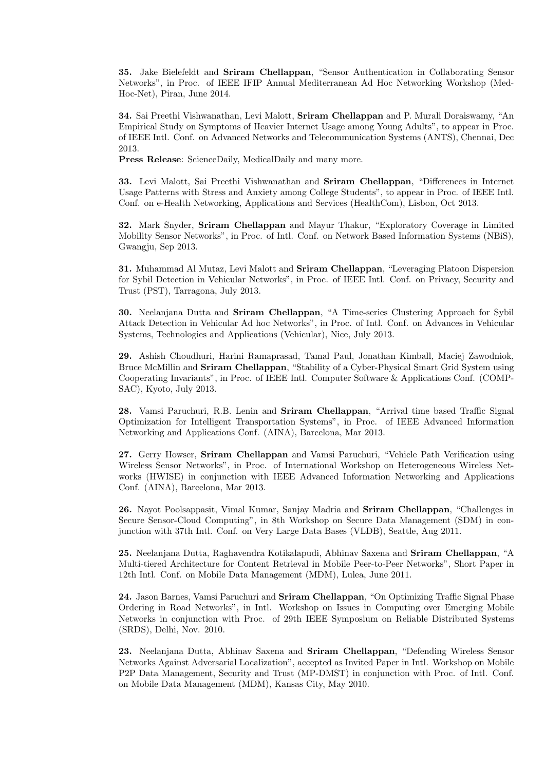**35.** Jake Bielefeldt and **Sriram Chellappan**, "Sensor Authentication in Collaborating Sensor Networks", in Proc. of IEEE IFIP Annual Mediterranean Ad Hoc Networking Workshop (Med-Hoc-Net), Piran, June 2014.

**34.** Sai Preethi Vishwanathan, Levi Malott, **Sriram Chellappan** and P. Murali Doraiswamy, "An Empirical Study on Symptoms of Heavier Internet Usage among Young Adults", to appear in Proc. of IEEE Intl. Conf. on Advanced Networks and Telecommunication Systems (ANTS), Chennai, Dec 2013.
**Press Release**: ScienceDaily, MedicalDaily and many more.

**33.** Levi Malott, Sai Preethi Vishwanathan and **Sriram Chellappan**, "Differences in Internet Usage Patterns with Stress and Anxiety among College Students", to appear in Proc. of IEEE Intl. Conf. on e-Health Networking, Applications and Services (HealthCom), Lisbon, Oct 2013.

**32.** Mark Snyder, **Sriram Chellappan** and Mayur Thakur, "Exploratory Coverage in Limited Mobility Sensor Networks", in Proc. of Intl. Conf. on Network Based Information Systems (NBiS), Gwangju, Sep 2013.

**31.** Muhammad Al Mutaz, Levi Malott and **Sriram Chellappan**, "Leveraging Platoon Dispersion for Sybil Detection in Vehicular Networks", in Proc. of IEEE Intl. Conf. on Privacy, Security and Trust (PST), Tarragona, July 2013.

**30.** Neelanjana Dutta and **Sriram Chellappan**, "A Time-series Clustering Approach for Sybil Attack Detection in Vehicular Ad hoc Networks", in Proc. of Intl. Conf. on Advances in Vehicular Systems, Technologies and Applications (Vehicular), Nice, July 2013.

**29.** Ashish Choudhuri, Harini Ramaprasad, Tamal Paul, Jonathan Kimball, Maciej Zawodniok, Bruce McMillin and **Sriram Chellappan**, "Stability of a Cyber-Physical Smart Grid System using Cooperating Invariants", in Proc. of IEEE Intl. Computer Software & Applications Conf. (COMPSAC), Kyoto, July 2013.

**28.** Vamsi Paruchuri, R.B. Lenin and **Sriram Chellappan**, "Arrival time based Traffic Signal Optimization for Intelligent Transportation Systems", in Proc. of IEEE Advanced Information Networking and Applications Conf. (AINA), Barcelona, Mar 2013.

**27.** Gerry Howser, **Sriram Chellappan** and Vamsi Paruchuri, "Vehicle Path Verification using Wireless Sensor Networks", in Proc. of International Workshop on Heterogeneous Wireless Networks (HWISE) in conjunction with IEEE Advanced Information Networking and Applications Conf. (AINA), Barcelona, Mar 2013.

**26.** Nayot Poolsappasit, Vimal Kumar, Sanjay Madria and **Sriram Chellappan**, "Challenges in Secure Sensor-Cloud Computing", in 8th Workshop on Secure Data Management (SDM) in conjunction with 37th Intl. Conf. on Very Large Data Bases (VLDB), Seattle, Aug 2011.

**25.** Neelanjana Dutta, Raghavendra Kotikalapudi, Abhinav Saxena and **Sriram Chellappan**, "A Multi-tiered Architecture for Content Retrieval in Mobile Peer-to-Peer Networks", Short Paper in 12th Intl. Conf. on Mobile Data Management (MDM), Lulea, June 2011.

**24.** Jason Barnes, Vamsi Paruchuri and **Sriram Chellappan**, "On Optimizing Traffic Signal Phase Ordering in Road Networks", in Intl. Workshop on Issues in Computing over Emerging Mobile Networks in conjunction with Proc. of 29th IEEE Symposium on Reliable Distributed Systems (SRDS), Delhi, Nov. 2010.

**23.** Neelanjana Dutta, Abhinav Saxena and **Sriram Chellappan**, "Defending Wireless Sensor Networks Against Adversarial Localization", accepted as Invited Paper in Intl. Workshop on Mobile P2P Data Management, Security and Trust (MP-DMST) in conjunction with Proc. of Intl. Conf. on Mobile Data Management (MDM), Kansas City, May 2010.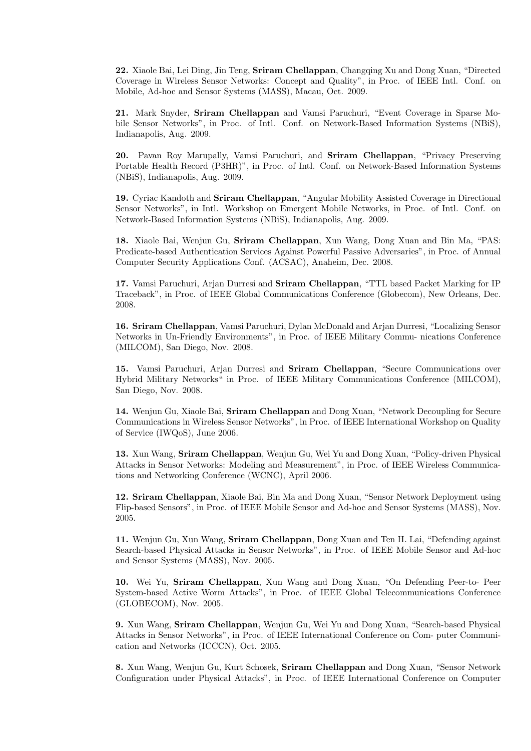**22.** Xiaole Bai, Lei Ding, Jin Teng, **Sriram Chellappan**, Changqing Xu and Dong Xuan, "Directed Coverage in Wireless Sensor Networks: Concept and Quality", in Proc. of IEEE Intl. Conf. on Mobile, Ad-hoc and Sensor Systems (MASS), Macau, Oct. 2009.

**21.** Mark Snyder, **Sriram Chellappan** and Vamsi Paruchuri, "Event Coverage in Sparse Mobile Sensor Networks", in Proc. of Intl. Conf. on Network-Based Information Systems (NBiS), Indianapolis, Aug. 2009.

**20.** Pavan Roy Marupally, Vamsi Paruchuri, and **Sriram Chellappan**, "Privacy Preserving Portable Health Record (P3HR)", in Proc. of Intl. Conf. on Network-Based Information Systems (NBiS), Indianapolis, Aug. 2009.

**19.** Cyriac Kandoth and **Sriram Chellappan**, "Angular Mobility Assisted Coverage in Directional Sensor Networks", in Intl. Workshop on Emergent Mobile Networks, in Proc. of Intl. Conf. on Network-Based Information Systems (NBiS), Indianapolis, Aug. 2009.

**18.** Xiaole Bai, Wenjun Gu, **Sriram Chellappan**, Xun Wang, Dong Xuan and Bin Ma, "PAS: Predicate-based Authentication Services Against Powerful Passive Adversaries", in Proc. of Annual Computer Security Applications Conf. (ACSAC), Anaheim, Dec. 2008.

**17.** Vamsi Paruchuri, Arjan Durresi and **Sriram Chellappan**, "TTL based Packet Marking for IP Traceback", in Proc. of IEEE Global Communications Conference (Globecom), New Orleans, Dec. 2008.

**16. Sriram Chellappan**, Vamsi Paruchuri, Dylan McDonald and Arjan Durresi, "Localizing Sensor Networks in Un-Friendly Environments", in Proc. of IEEE Military Commu- nications Conference (MILCOM), San Diego, Nov. 2008.

**15.** Vamsi Paruchuri, Arjan Durresi and **Sriram Chellappan**, "Secure Communications over Hybrid Military Networks" in Proc. of IEEE Military Communications Conference (MILCOM), San Diego, Nov. 2008.

**14.** Wenjun Gu, Xiaole Bai, **Sriram Chellappan** and Dong Xuan, "Network Decoupling for Secure Communications in Wireless Sensor Networks", in Proc. of IEEE International Workshop on Quality of Service (IWQoS), June 2006.

**13.** Xun Wang, **Sriram Chellappan**, Wenjun Gu, Wei Yu and Dong Xuan, "Policy-driven Physical Attacks in Sensor Networks: Modeling and Measurement", in Proc. of IEEE Wireless Communications and Networking Conference (WCNC), April 2006.

**12. Sriram Chellappan**, Xiaole Bai, Bin Ma and Dong Xuan, "Sensor Network Deployment using Flip-based Sensors", in Proc. of IEEE Mobile Sensor and Ad-hoc and Sensor Systems (MASS), Nov. 2005.

**11.** Wenjun Gu, Xun Wang, **Sriram Chellappan**, Dong Xuan and Ten H. Lai, "Defending against Search-based Physical Attacks in Sensor Networks", in Proc. of IEEE Mobile Sensor and Ad-hoc and Sensor Systems (MASS), Nov. 2005.

**10.** Wei Yu, **Sriram Chellappan**, Xun Wang and Dong Xuan, "On Defending Peer-to- Peer System-based Active Worm Attacks", in Proc. of IEEE Global Telecommunications Conference (GLOBECOM), Nov. 2005.

**9.** Xun Wang, **Sriram Chellappan**, Wenjun Gu, Wei Yu and Dong Xuan, "Search-based Physical Attacks in Sensor Networks", in Proc. of IEEE International Conference on Com- puter Communication and Networks (ICCCN), Oct. 2005.

**8.** Xun Wang, Wenjun Gu, Kurt Schosek, **Sriram Chellappan** and Dong Xuan, "Sensor Network Configuration under Physical Attacks", in Proc. of IEEE International Conference on Computer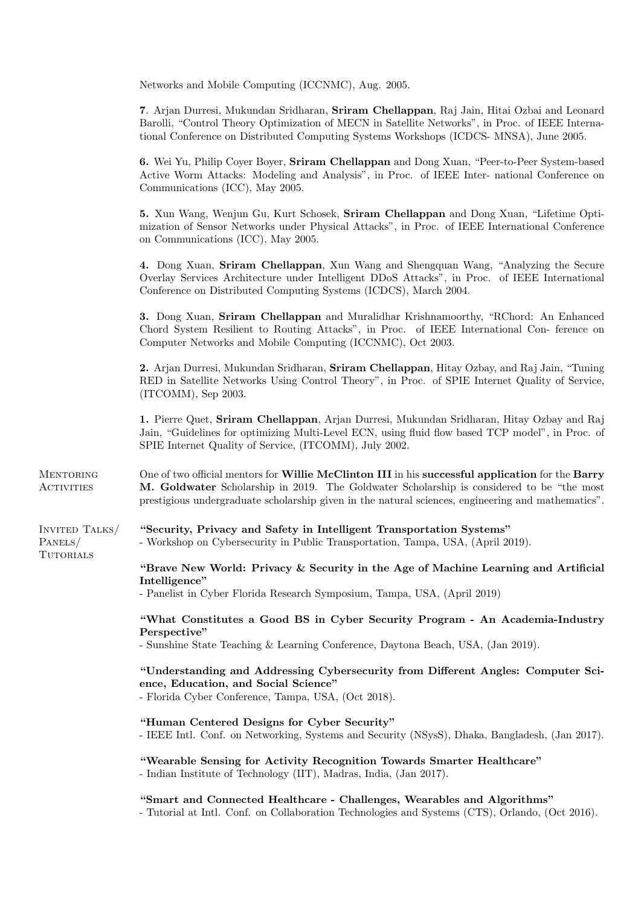Networks and Mobile Computing (ICCNMC), Aug. 2005.

**7**. Arjan Durresi, Mukundan Sridharan, **Sriram Chellappan**, Raj Jain, Hitai Ozbai and Leonard Barolli, "Control Theory Optimization of MECN in Satellite Networks", in Proc. of IEEE International Conference on Distributed Computing Systems Workshops (ICDCS- MNSA), June 2005.

**6.** Wei Yu, Philip Coyer Boyer, **Sriram Chellappan** and Dong Xuan, "Peer-to-Peer System-based Active Worm Attacks: Modeling and Analysis", in Proc. of IEEE Inter- national Conference on Communications (ICC), May 2005.

**5.** Xun Wang, Wenjun Gu, Kurt Schosek, **Sriram Chellappan** and Dong Xuan, "Lifetime Optimization of Sensor Networks under Physical Attacks", in Proc. of IEEE International Conference on Communications (ICC), May 2005.

**4.** Dong Xuan, **Sriram Chellappan**, Xun Wang and Shengquan Wang, "Analyzing the Secure Overlay Services Architecture under Intelligent DDoS Attacks", in Proc. of IEEE International Conference on Distributed Computing Systems (ICDCS), March 2004.

**3.** Dong Xuan, **Sriram Chellappan** and Muralidhar Krishnamoorthy, "RChord: An Enhanced Chord System Resilient to Routing Attacks", in Proc. of IEEE International Con- ference on Computer Networks and Mobile Computing (ICCNMC), Oct 2003.

**2.** Arjan Durresi, Mukundan Sridharan, **Sriram Chellappan**, Hitay Ozbay, and Raj Jain, "Tuning RED in Satellite Networks Using Control Theory", in Proc. of SPIE Internet Quality of Service, (ITCOMM), Sep 2003.

**1.** Pierre Quet, **Sriram Chellappan**, Arjan Durresi, Mukundan Sridharan, Hitay Ozbay and Raj Jain, "Guidelines for optimizing Multi-Level ECN, using fluid flow based TCP model", in Proc. of SPIE Internet Quality of Service, (ITCOMM), July 2002.

## Mentoring Activities

One of two official mentors for **Willie McClinton III** in his **successful application** for the **Barry M. Goldwater** Scholarship in 2019. The Goldwater Scholarship is considered to be "the most prestigious undergraduate scholarship given in the natural sciences, engineering and mathematics".

## Invited Talks/ Panels/ Tutorials

**"Security, Privacy and Safety in Intelligent Transportation Systems"**
- Workshop on Cybersecurity in Public Transportation, Tampa, USA, (April 2019).

**"Brave New World: Privacy & Security in the Age of Machine Learning and Artificial Intelligence"**
- Panelist in Cyber Florida Research Symposium, Tampa, USA, (April 2019)

**"What Constitutes a Good BS in Cyber Security Program - An Academia-Industry Perspective"**
- Sunshine State Teaching & Learning Conference, Daytona Beach, USA, (Jan 2019).

**"Understanding and Addressing Cybersecurity from Different Angles: Computer Science, Education, and Social Science"**
- Florida Cyber Conference, Tampa, USA, (Oct 2018).

**"Human Centered Designs for Cyber Security"**
- IEEE Intl. Conf. on Networking, Systems and Security (NSysS), Dhaka, Bangladesh, (Jan 2017).

**"Wearable Sensing for Activity Recognition Towards Smarter Healthcare"**
- Indian Institute of Technology (IIT), Madras, India, (Jan 2017).

**"Smart and Connected Healthcare - Challenges, Wearables and Algorithms"**
- Tutorial at Intl. Conf. on Collaboration Technologies and Systems (CTS), Orlando, (Oct 2016).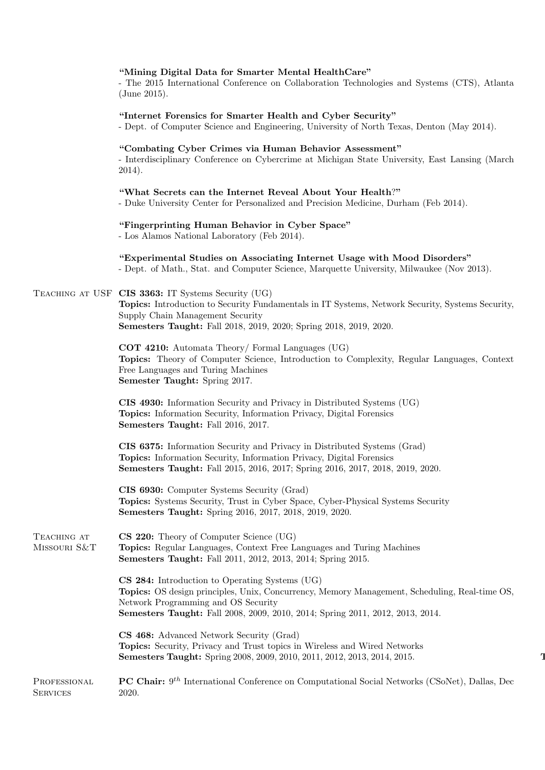**"Mining Digital Data for Smarter Mental HealthCare"**
- The 2015 International Conference on Collaboration Technologies and Systems (CTS), Atlanta (June 2015).

**"Internet Forensics for Smarter Health and Cyber Security"**
- Dept. of Computer Science and Engineering, University of North Texas, Denton (May 2014).

**"Combating Cyber Crimes via Human Behavior Assessment"**
- Interdisciplinary Conference on Cybercrime at Michigan State University, East Lansing (March 2014).

**"What Secrets can the Internet Reveal About Your Health?"**
- Duke University Center for Personalized and Precision Medicine, Durham (Feb 2014).

**"Fingerprinting Human Behavior in Cyber Space"**
- Los Alamos National Laboratory (Feb 2014).

**"Experimental Studies on Associating Internet Usage with Mood Disorders"**
- Dept. of Math., Stat. and Computer Science, Marquette University, Milwaukee (Nov 2013).

## Teaching at USF

**CIS 3363:** IT Systems Security (UG)
**Topics:** Introduction to Security Fundamentals in IT Systems, Network Security, Systems Security, Supply Chain Management Security
**Semesters Taught:** Fall 2018, 2019, 2020; Spring 2018, 2019, 2020.

**COT 4210:** Automata Theory/ Formal Languages (UG)
**Topics:** Theory of Computer Science, Introduction to Complexity, Regular Languages, Context Free Languages and Turing Machines
**Semester Taught:** Spring 2017.

**CIS 4930:** Information Security and Privacy in Distributed Systems (UG)
**Topics:** Information Security, Information Privacy, Digital Forensics
**Semesters Taught:** Fall 2016, 2017.

**CIS 6375:** Information Security and Privacy in Distributed Systems (Grad)
**Topics:** Information Security, Information Privacy, Digital Forensics
**Semesters Taught:** Fall 2015, 2016, 2017; Spring 2016, 2017, 2018, 2019, 2020.

**CIS 6930:** Computer Systems Security (Grad)
**Topics:** Systems Security, Trust in Cyber Space, Cyber-Physical Systems Security
**Semesters Taught:** Spring 2016, 2017, 2018, 2019, 2020.

## Teaching at Missouri S&T

**CS 220:** Theory of Computer Science (UG)
**Topics:** Regular Languages, Context Free Languages and Turing Machines
**Semesters Taught:** Fall 2011, 2012, 2013, 2014; Spring 2015.

**CS 284:** Introduction to Operating Systems (UG)
**Topics:** OS design principles, Unix, Concurrency, Memory Management, Scheduling, Real-time OS, Network Programming and OS Security
**Semesters Taught:** Fall 2008, 2009, 2010, 2014; Spring 2011, 2012, 2013, 2014.

**CS 468:** Advanced Network Security (Grad)
**Topics:** Security, Privacy and Trust topics in Wireless and Wired Networks
**Semesters Taught:** Spring 2008, 2009, 2010, 2011, 2012, 2013, 2014, 2015.

## Professional Services

**PC Chair:** 9$^{th}$ International Conference on Computational Social Networks (CSoNet), Dallas, Dec 2020.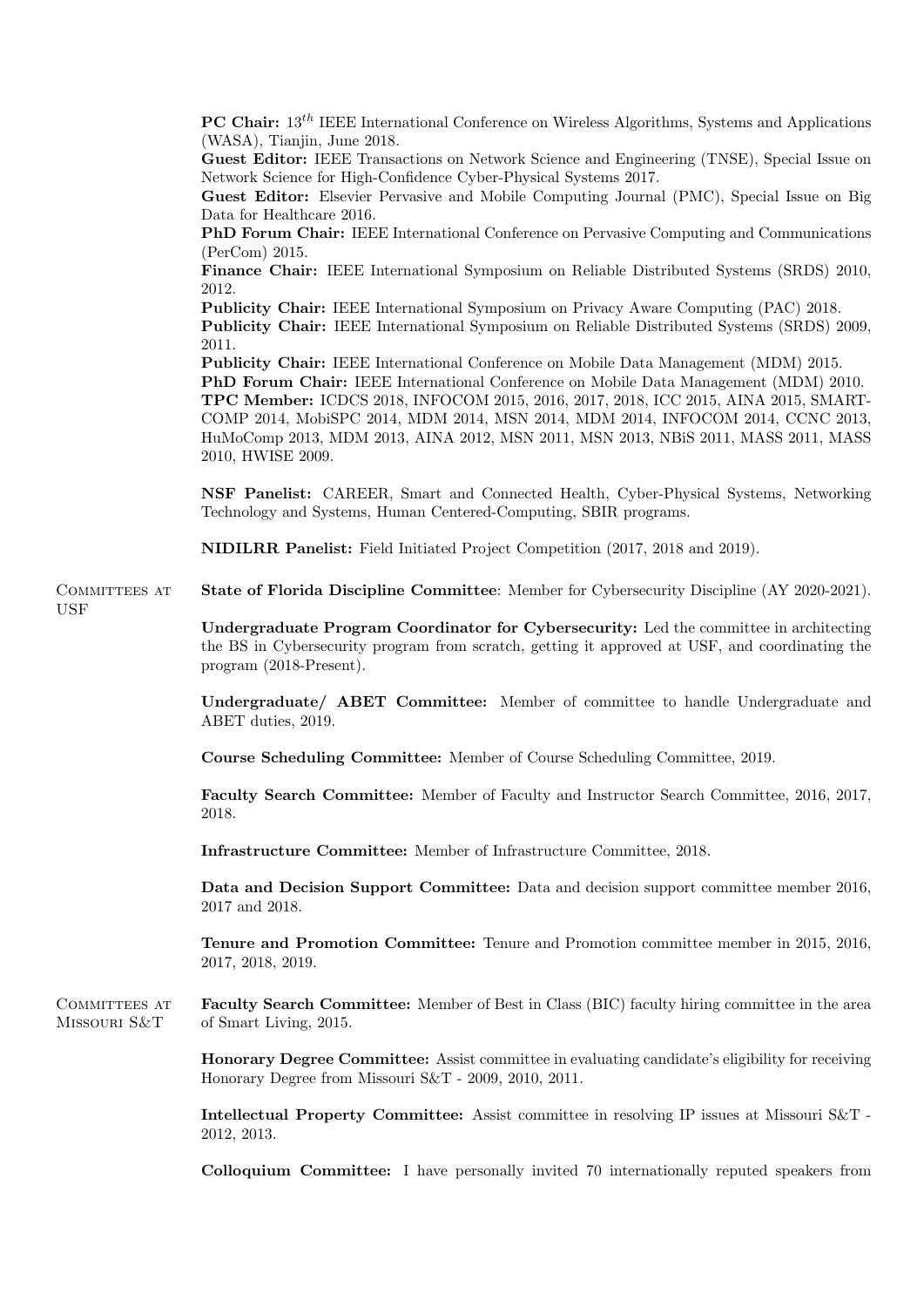**PC Chair:** $13^{th}$ IEEE International Conference on Wireless Algorithms, Systems and Applications (WASA), Tianjin, June 2018.
**Guest Editor:** IEEE Transactions on Network Science and Engineering (TNSE), Special Issue on Network Science for High-Confidence Cyber-Physical Systems 2017.
**Guest Editor:** Elsevier Pervasive and Mobile Computing Journal (PMC), Special Issue on Big Data for Healthcare 2016.
**PhD Forum Chair:** IEEE International Conference on Pervasive Computing and Communications (PerCom) 2015.
**Finance Chair:** IEEE International Symposium on Reliable Distributed Systems (SRDS) 2010, 2012.
**Publicity Chair:** IEEE International Symposium on Privacy Aware Computing (PAC) 2018.
**Publicity Chair:** IEEE International Symposium on Reliable Distributed Systems (SRDS) 2009, 2011.
**Publicity Chair:** IEEE International Conference on Mobile Data Management (MDM) 2015.
**PhD Forum Chair:** IEEE International Conference on Mobile Data Management (MDM) 2010.
**TPC Member:** ICDCS 2018, INFOCOM 2015, 2016, 2017, 2018, ICC 2015, AINA 2015, SMARTCOMP 2014, MobiSPC 2014, MDM 2014, MSN 2014, MDM 2014, INFOCOM 2014, CCNC 2013, HuMoComp 2013, MDM 2013, AINA 2012, MSN 2011, MSN 2013, NBiS 2011, MASS 2011, MASS 2010, HWISE 2009.

**NSF Panelist:** CAREER, Smart and Connected Health, Cyber-Physical Systems, Networking Technology and Systems, Human Centered-Computing, SBIR programs.

**NIDILRR Panelist:** Field Initiated Project Competition (2017, 2018 and 2019).

## Committees at USF

**State of Florida Discipline Committee**: Member for Cybersecurity Discipline (AY 2020-2021).

**Undergraduate Program Coordinator for Cybersecurity:** Led the committee in architecting the BS in Cybersecurity program from scratch, getting it approved at USF, and coordinating the program (2018-Present).

**Undergraduate/ ABET Committee:** Member of committee to handle Undergraduate and ABET duties, 2019.

**Course Scheduling Committee:** Member of Course Scheduling Committee, 2019.

**Faculty Search Committee:** Member of Faculty and Instructor Search Committee, 2016, 2017, 2018.

**Infrastructure Committee:** Member of Infrastructure Committee, 2018.

**Data and Decision Support Committee:** Data and decision support committee member 2016, 2017 and 2018.

**Tenure and Promotion Committee:** Tenure and Promotion committee member in 2015, 2016, 2017, 2018, 2019.

## Committees at Missouri S&T

**Faculty Search Committee:** Member of Best in Class (BIC) faculty hiring committee in the area of Smart Living, 2015.

**Honorary Degree Committee:** Assist committee in evaluating candidate's eligibility for receiving Honorary Degree from Missouri S&T - 2009, 2010, 2011.

**Intellectual Property Committee:** Assist committee in resolving IP issues at Missouri S&T - 2012, 2013.

**Colloquium Committee:** I have personally invited 70 internationally reputed speakers from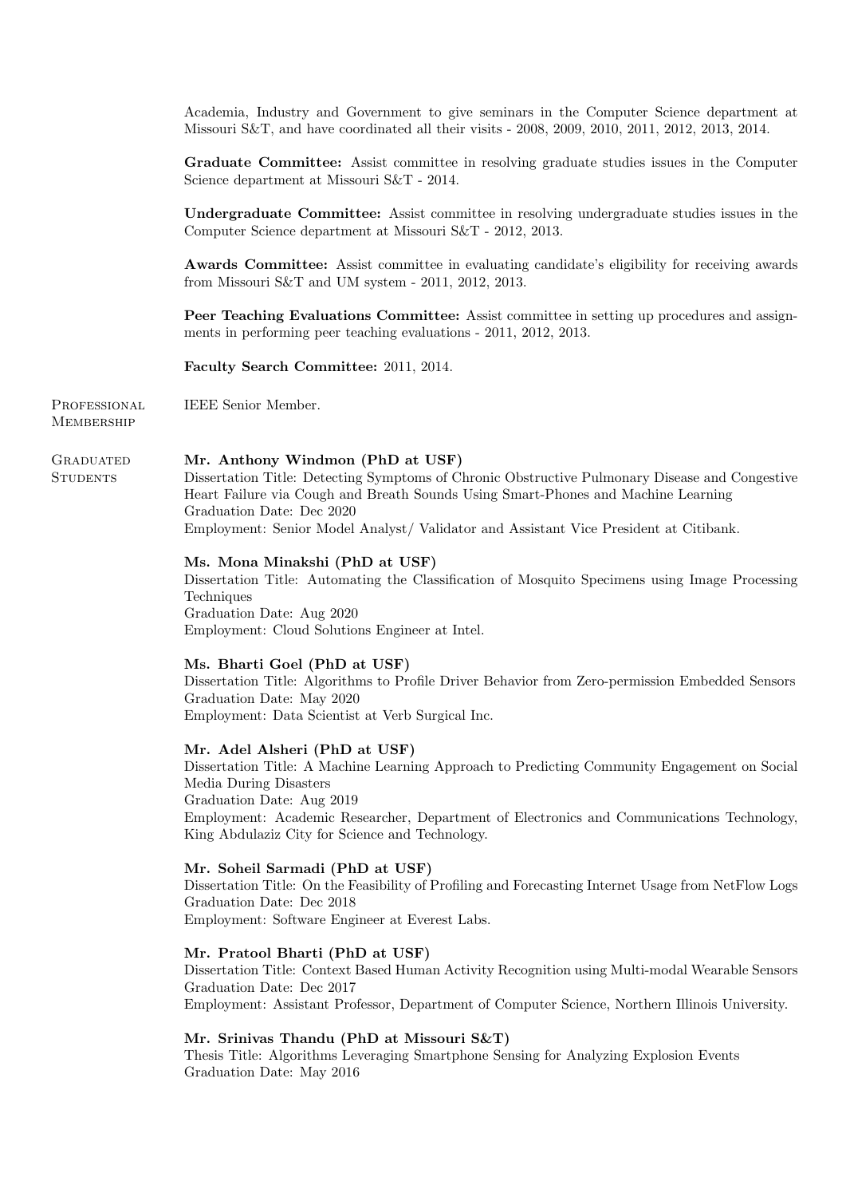Academia, Industry and Government to give seminars in the Computer Science department at Missouri S&T, and have coordinated all their visits - 2008, 2009, 2010, 2011, 2012, 2013, 2014.

**Graduate Committee:** Assist committee in resolving graduate studies issues in the Computer Science department at Missouri S&T - 2014.

**Undergraduate Committee:** Assist committee in resolving undergraduate studies issues in the Computer Science department at Missouri S&T - 2012, 2013.

**Awards Committee:** Assist committee in evaluating candidate's eligibility for receiving awards from Missouri S&T and UM system - 2011, 2012, 2013.

**Peer Teaching Evaluations Committee:** Assist committee in setting up procedures and assignments in performing peer teaching evaluations - 2011, 2012, 2013.

**Faculty Search Committee:** 2011, 2014.

## Professional Membership

IEEE Senior Member.

## Graduated Students

**Mr. Anthony Windmon (PhD at USF)**
Dissertation Title: Detecting Symptoms of Chronic Obstructive Pulmonary Disease and Congestive Heart Failure via Cough and Breath Sounds Using Smart-Phones and Machine Learning
Graduation Date: Dec 2020
Employment: Senior Model Analyst/ Validator and Assistant Vice President at Citibank.

**Ms. Mona Minakshi (PhD at USF)**
Dissertation Title: Automating the Classification of Mosquito Specimens using Image Processing Techniques
Graduation Date: Aug 2020
Employment: Cloud Solutions Engineer at Intel.

**Ms. Bharti Goel (PhD at USF)**
Dissertation Title: Algorithms to Profile Driver Behavior from Zero-permission Embedded Sensors
Graduation Date: May 2020
Employment: Data Scientist at Verb Surgical Inc.

**Mr. Adel Alsheri (PhD at USF)**
Dissertation Title: A Machine Learning Approach to Predicting Community Engagement on Social Media During Disasters
Graduation Date: Aug 2019
Employment: Academic Researcher, Department of Electronics and Communications Technology, King Abdulaziz City for Science and Technology.

**Mr. Soheil Sarmadi (PhD at USF)**
Dissertation Title: On the Feasibility of Profiling and Forecasting Internet Usage from NetFlow Logs
Graduation Date: Dec 2018
Employment: Software Engineer at Everest Labs.

**Mr. Pratool Bharti (PhD at USF)**
Dissertation Title: Context Based Human Activity Recognition using Multi-modal Wearable Sensors
Graduation Date: Dec 2017
Employment: Assistant Professor, Department of Computer Science, Northern Illinois University.

**Mr. Srinivas Thandu (PhD at Missouri S&T)**
Thesis Title: Algorithms Leveraging Smartphone Sensing for Analyzing Explosion Events
Graduation Date: May 2016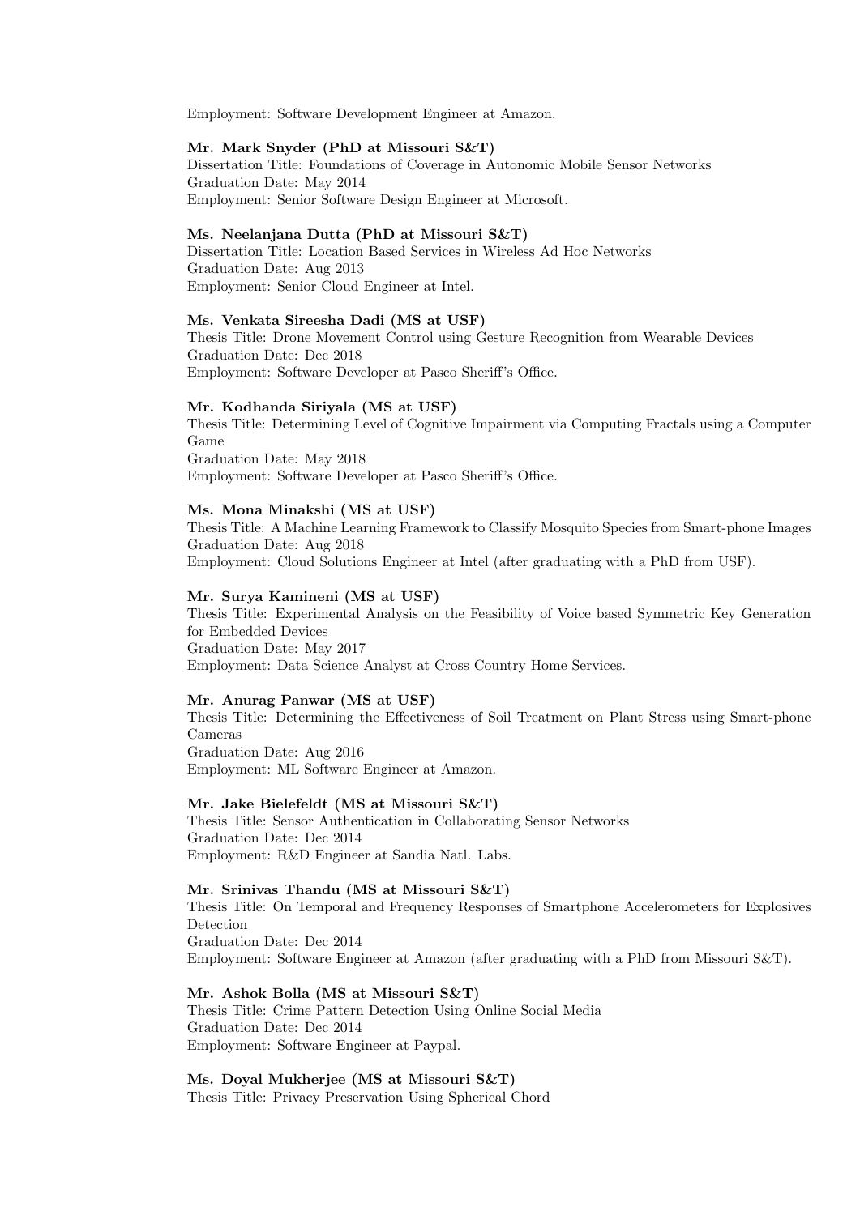Employment: Software Development Engineer at Amazon.

**Mr. Mark Snyder (PhD at Missouri S&T)**
Dissertation Title: Foundations of Coverage in Autonomic Mobile Sensor Networks
Graduation Date: May 2014
Employment: Senior Software Design Engineer at Microsoft.

**Ms. Neelanjana Dutta (PhD at Missouri S&T)**
Dissertation Title: Location Based Services in Wireless Ad Hoc Networks
Graduation Date: Aug 2013
Employment: Senior Cloud Engineer at Intel.

**Ms. Venkata Sireesha Dadi (MS at USF)**
Thesis Title: Drone Movement Control using Gesture Recognition from Wearable Devices
Graduation Date: Dec 2018
Employment: Software Developer at Pasco Sheriff's Office.

**Mr. Kodhanda Siriyala (MS at USF)**
Thesis Title: Determining Level of Cognitive Impairment via Computing Fractals using a Computer Game
Graduation Date: May 2018
Employment: Software Developer at Pasco Sheriff's Office.

**Ms. Mona Minakshi (MS at USF)**
Thesis Title: A Machine Learning Framework to Classify Mosquito Species from Smart-phone Images
Graduation Date: Aug 2018
Employment: Cloud Solutions Engineer at Intel (after graduating with a PhD from USF).

**Mr. Surya Kamineni (MS at USF)**
Thesis Title: Experimental Analysis on the Feasibility of Voice based Symmetric Key Generation for Embedded Devices
Graduation Date: May 2017
Employment: Data Science Analyst at Cross Country Home Services.

**Mr. Anurag Panwar (MS at USF)**
Thesis Title: Determining the Effectiveness of Soil Treatment on Plant Stress using Smart-phone Cameras
Graduation Date: Aug 2016
Employment: ML Software Engineer at Amazon.

**Mr. Jake Bielefeldt (MS at Missouri S&T)**
Thesis Title: Sensor Authentication in Collaborating Sensor Networks
Graduation Date: Dec 2014
Employment: R&D Engineer at Sandia Natl. Labs.

**Mr. Srinivas Thandu (MS at Missouri S&T)**
Thesis Title: On Temporal and Frequency Responses of Smartphone Accelerometers for Explosives Detection
Graduation Date: Dec 2014
Employment: Software Engineer at Amazon (after graduating with a PhD from Missouri S&T).

**Mr. Ashok Bolla (MS at Missouri S&T)**
Thesis Title: Crime Pattern Detection Using Online Social Media
Graduation Date: Dec 2014
Employment: Software Engineer at Paypal.

**Ms. Doyal Mukherjee (MS at Missouri S&T)**
Thesis Title: Privacy Preservation Using Spherical Chord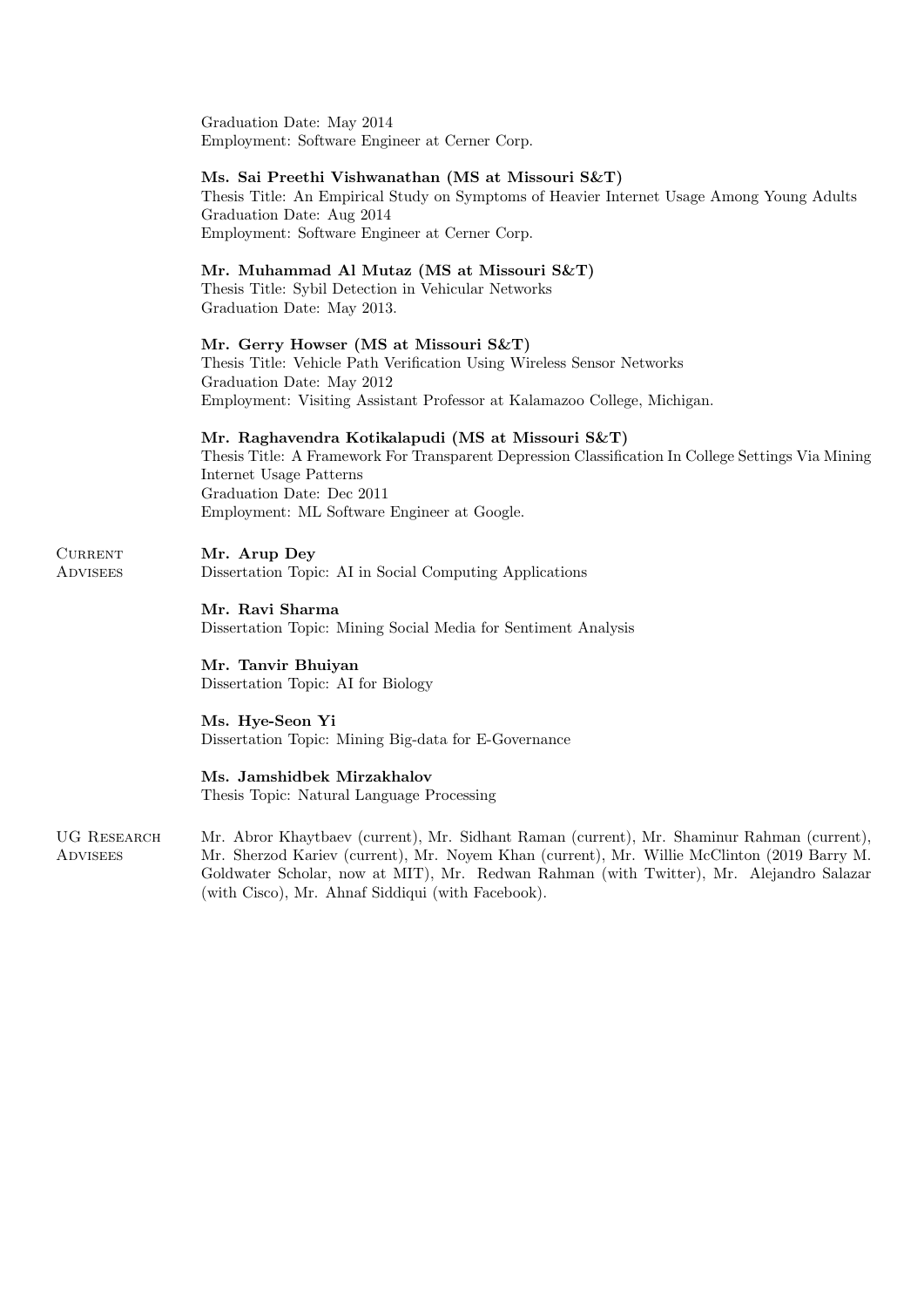Graduation Date: May 2014
Employment: Software Engineer at Cerner Corp.

**Ms. Sai Preethi Vishwanathan (MS at Missouri S&T)**
Thesis Title: An Empirical Study on Symptoms of Heavier Internet Usage Among Young Adults
Graduation Date: Aug 2014
Employment: Software Engineer at Cerner Corp.

**Mr. Muhammad Al Mutaz (MS at Missouri S&T)**
Thesis Title: Sybil Detection in Vehicular Networks
Graduation Date: May 2013.

**Mr. Gerry Howser (MS at Missouri S&T)**
Thesis Title: Vehicle Path Verification Using Wireless Sensor Networks
Graduation Date: May 2012
Employment: Visiting Assistant Professor at Kalamazoo College, Michigan.

**Mr. Raghavendra Kotikalapudi (MS at Missouri S&T)**
Thesis Title: A Framework For Transparent Depression Classification In College Settings Via Mining Internet Usage Patterns
Graduation Date: Dec 2011
Employment: ML Software Engineer at Google.

## Current Advisees

**Mr. Arup Dey**
Dissertation Topic: AI in Social Computing Applications

**Mr. Ravi Sharma**
Dissertation Topic: Mining Social Media for Sentiment Analysis

**Mr. Tanvir Bhuiyan**
Dissertation Topic: AI for Biology

**Ms. Hye-Seon Yi**
Dissertation Topic: Mining Big-data for E-Governance

**Ms. Jamshidbek Mirzakhalov**
Thesis Topic: Natural Language Processing

## UG Research Advisees

Mr. Abror Khaytbaev (current), Mr. Sidhant Raman (current), Mr. Shaminur Rahman (current), Mr. Sherzod Kariev (current), Mr. Noyem Khan (current), Mr. Willie McClinton (2019 Barry M. Goldwater Scholar, now at MIT), Mr. Redwan Rahman (with Twitter), Mr. Alejandro Salazar (with Cisco), Mr. Ahnaf Siddiqui (with Facebook).